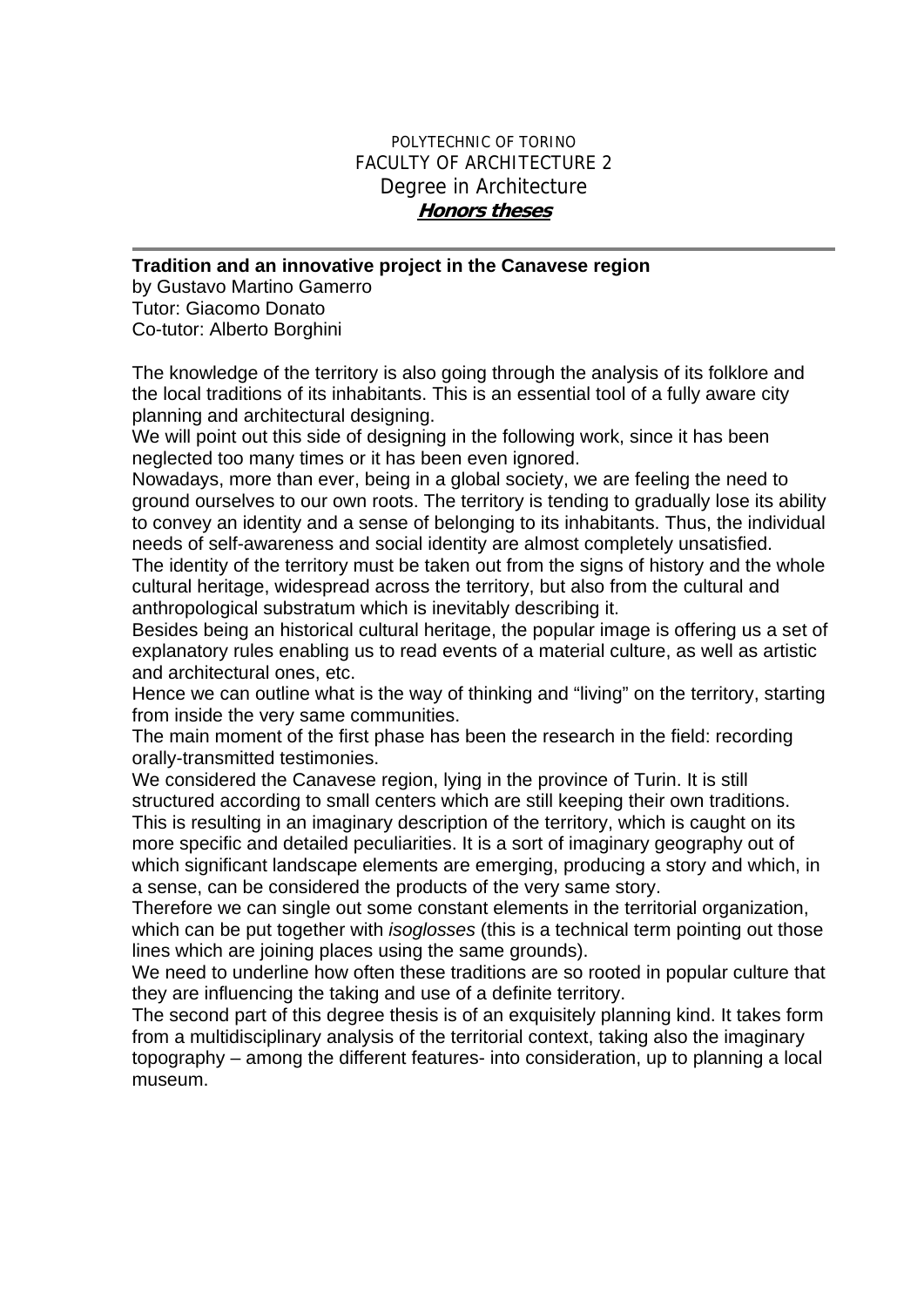POLYTECHNIC OF TORINO
FACULTY OF ARCHITECTURE 2
Degree in Architecture
**Honors theses**

---

**Tradition and an innovative project in the Canavese region**
by Gustavo Martino Gamerro
Tutor: Giacomo Donato
Co-tutor: Alberto Borghini

The knowledge of the territory is also going through the analysis of its folklore and the local traditions of its inhabitants. This is an essential tool of a fully aware city planning and architectural designing.
We will point out this side of designing in the following work, since it has been neglected too many times or it has been even ignored.
Nowadays, more than ever, being in a global society, we are feeling the need to ground ourselves to our own roots. The territory is tending to gradually lose its ability to convey an identity and a sense of belonging to its inhabitants. Thus, the individual needs of self-awareness and social identity are almost completely unsatisfied.
The identity of the territory must be taken out from the signs of history and the whole cultural heritage, widespread across the territory, but also from the cultural and anthropological substratum which is inevitably describing it.
Besides being an historical cultural heritage, the popular image is offering us a set of explanatory rules enabling us to read events of a material culture, as well as artistic and architectural ones, etc.
Hence we can outline what is the way of thinking and "living" on the territory, starting from inside the very same communities.
The main moment of the first phase has been the research in the field: recording orally-transmitted testimonies.
We considered the Canavese region, lying in the province of Turin. It is still structured according to small centers which are still keeping their own traditions.
This is resulting in an imaginary description of the territory, which is caught on its more specific and detailed peculiarities. It is a sort of imaginary geography out of which significant landscape elements are emerging, producing a story and which, in a sense, can be considered the products of the very same story.
Therefore we can single out some constant elements in the territorial organization, which can be put together with *isoglosses* (this is a technical term pointing out those lines which are joining places using the same grounds).
We need to underline how often these traditions are so rooted in popular culture that they are influencing the taking and use of a definite territory.
The second part of this degree thesis is of an exquisitely planning kind. It takes form from a multidisciplinary analysis of the territorial context, taking also the imaginary topography – among the different features- into consideration, up to planning a local museum.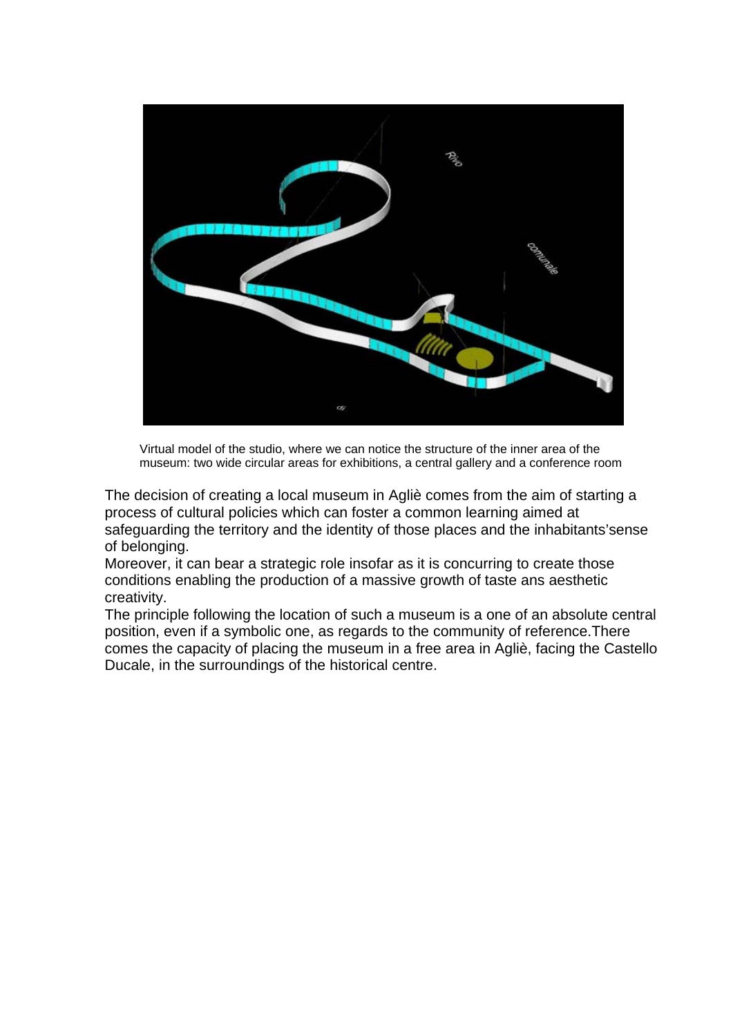Virtual model of the studio, where we can notice the structure of the inner area of the museum: two wide circular areas for exhibitions, a central gallery and a conference room

The decision of creating a local museum in Agliè comes from the aim of starting a process of cultural policies which can foster a common learning aimed at safeguarding the territory and the identity of those places and the inhabitants'sense of belonging.
Moreover, it can bear a strategic role insofar as it is concurring to create those conditions enabling the production of a massive growth of taste ans aesthetic creativity.
The principle following the location of such a museum is a one of an absolute central position, even if a symbolic one, as regards to the community of reference.There comes the capacity of placing the museum in a free area in Agliè, facing the Castello Ducale, in the surroundings of the historical centre.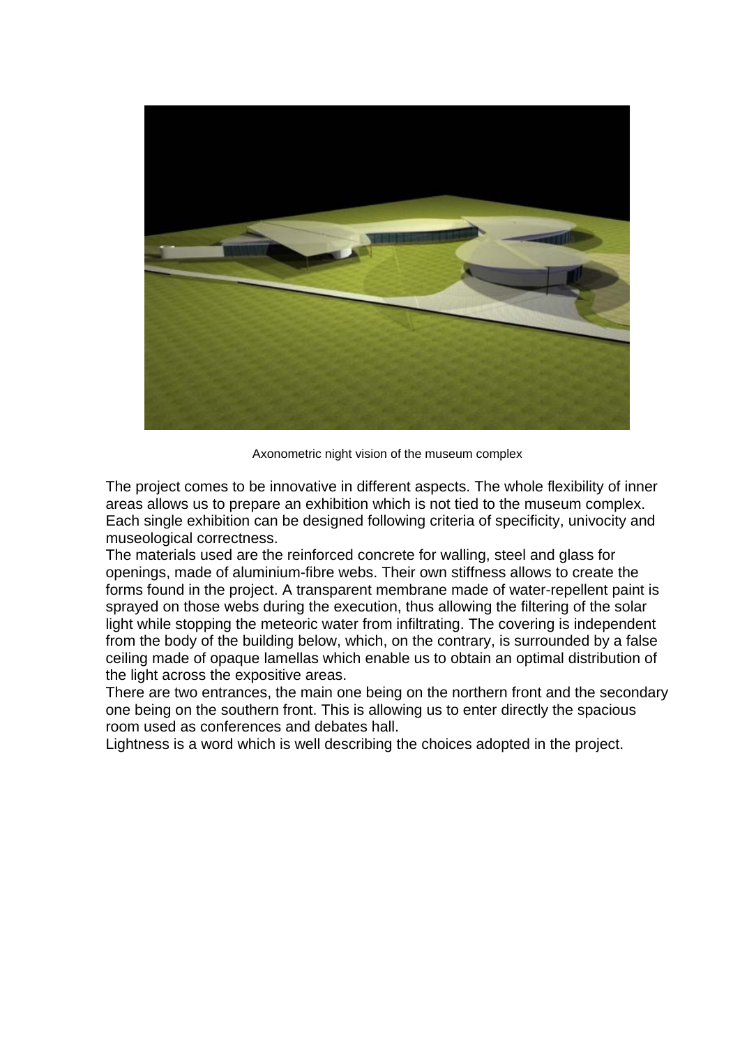Axonometric night vision of the museum complex

The project comes to be innovative in different aspects. The whole flexibility of inner areas allows us to prepare an exhibition which is not tied to the museum complex. Each single exhibition can be designed following criteria of specificity, univocity and museological correctness.

The materials used are the reinforced concrete for walling, steel and glass for openings, made of aluminium-fibre webs. Their own stiffness allows to create the forms found in the project. A transparent membrane made of water-repellent paint is sprayed on those webs during the execution, thus allowing the filtering of the solar light while stopping the meteoric water from infiltrating. The covering is independent from the body of the building below, which, on the contrary, is surrounded by a false ceiling made of opaque lamellas which enable us to obtain an optimal distribution of the light across the expositive areas.

There are two entrances, the main one being on the northern front and the secondary one being on the southern front. This is allowing us to enter directly the spacious room used as conferences and debates hall.

Lightness is a word which is well describing the choices adopted in the project.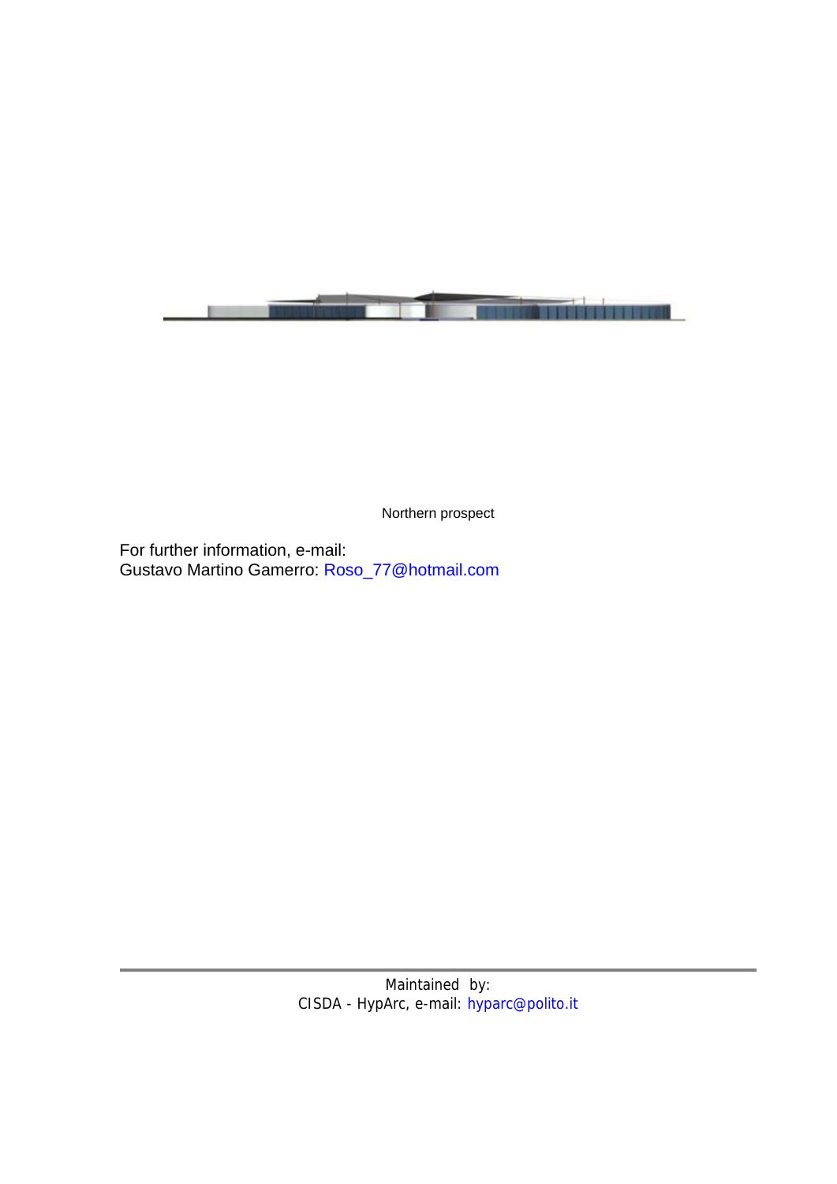Northern prospect

For further information, e-mail:
Gustavo Martino Gamerro: Roso_77@hotmail.com

Maintained by:
CISDA - HypArc, e-mail: hyparc@polito.it